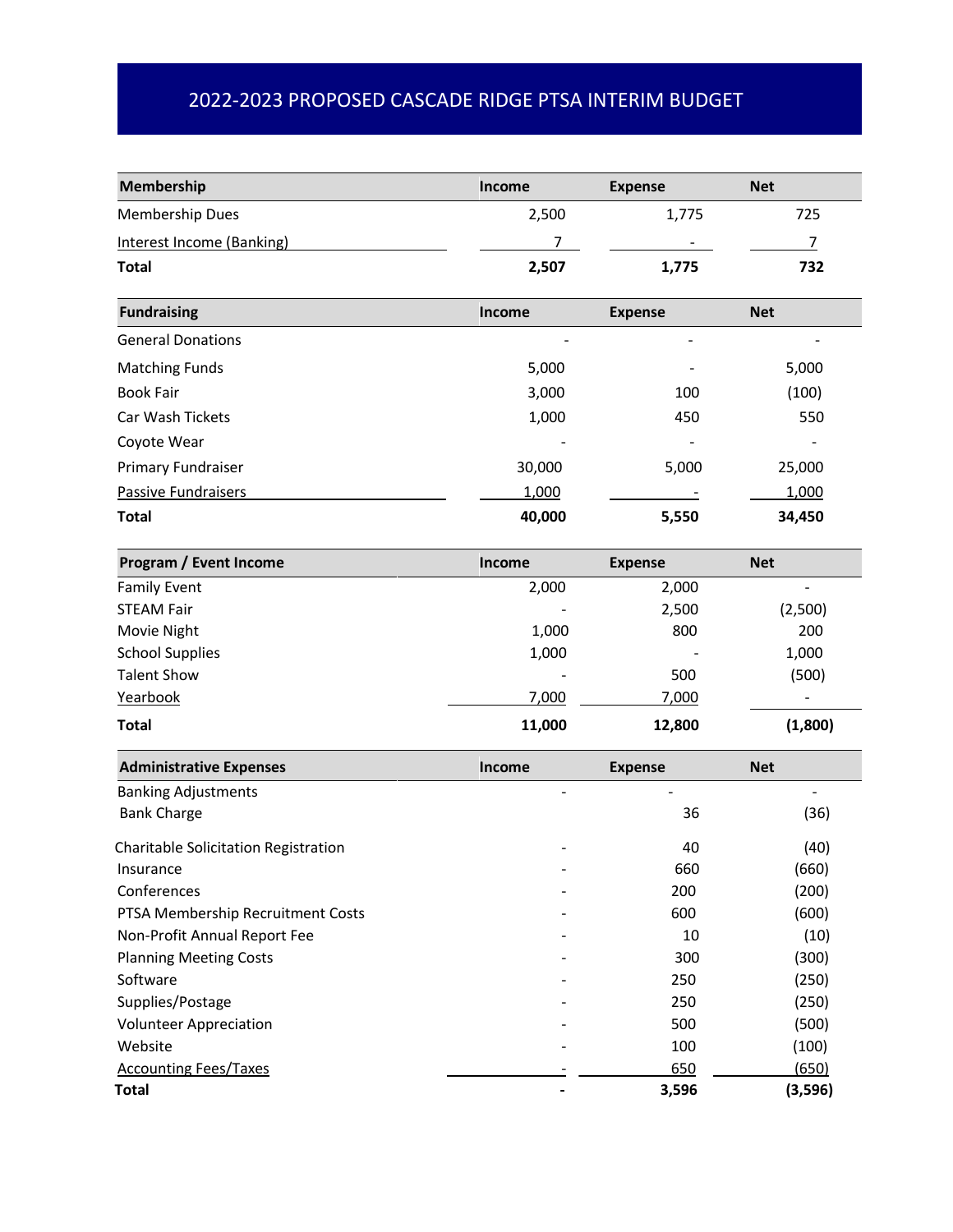# 2022-2023 PROPOSED CASCADE RIDGE PTSA INTERIM BUDGET

| **Membership** | **Income** | **Expense** | **Net** |
|---|---|---|---|
| Membership Dues | 2,500 | 1,775 | 725 |
| Interest Income (Banking) | 7 | - | 7 |
| **Total** | **2,507** | **1,775** | **732** |

| **Fundraising** | **Income** | **Expense** | **Net** |
|---|---|---|---|
| General Donations | - | - | - |
| Matching Funds | 5,000 | - | 5,000 |
| Book Fair | 3,000 | 100 | (100) |
| Car Wash Tickets | 1,000 | 450 | 550 |
| Coyote Wear | - | - | - |
| Primary Fundraiser | 30,000 | 5,000 | 25,000 |
| Passive Fundraisers | 1,000 | - | 1,000 |
| **Total** | **40,000** | **5,550** | **34,450** |

| **Program / Event Income** | **Income** | **Expense** | **Net** |
|---|---|---|---|
| Family Event | 2,000 | 2,000 | - |
| STEAM Fair | - | 2,500 | (2,500) |
| Movie Night | 1,000 | 800 | 200 |
| School Supplies | 1,000 | - | 1,000 |
| Talent Show | - | 500 | (500) |
| Yearbook | 7,000 | 7,000 | - |
| **Total** | **11,000** | **12,800** | **(1,800)** |

| **Administrative Expenses** | **Income** | **Expense** | **Net** |
|---|---|---|---|
| Banking Adjustments | - | - | - |
| Bank Charge | | 36 | (36) |
| Charitable Solicitation Registration | - | 40 | (40) |
| Insurance | - | 660 | (660) |
| Conferences | - | 200 | (200) |
| PTSA Membership Recruitment Costs | - | 600 | (600) |
| Non-Profit Annual Report Fee | - | 10 | (10) |
| Planning Meeting Costs | - | 300 | (300) |
| Software | - | 250 | (250) |
| Supplies/Postage | - | 250 | (250) |
| Volunteer Appreciation | - | 500 | (500) |
| Website | - | 100 | (100) |
| Accounting Fees/Taxes | - | 650 | (650) |
| **Total** | **-** | **3,596** | **(3,596)** |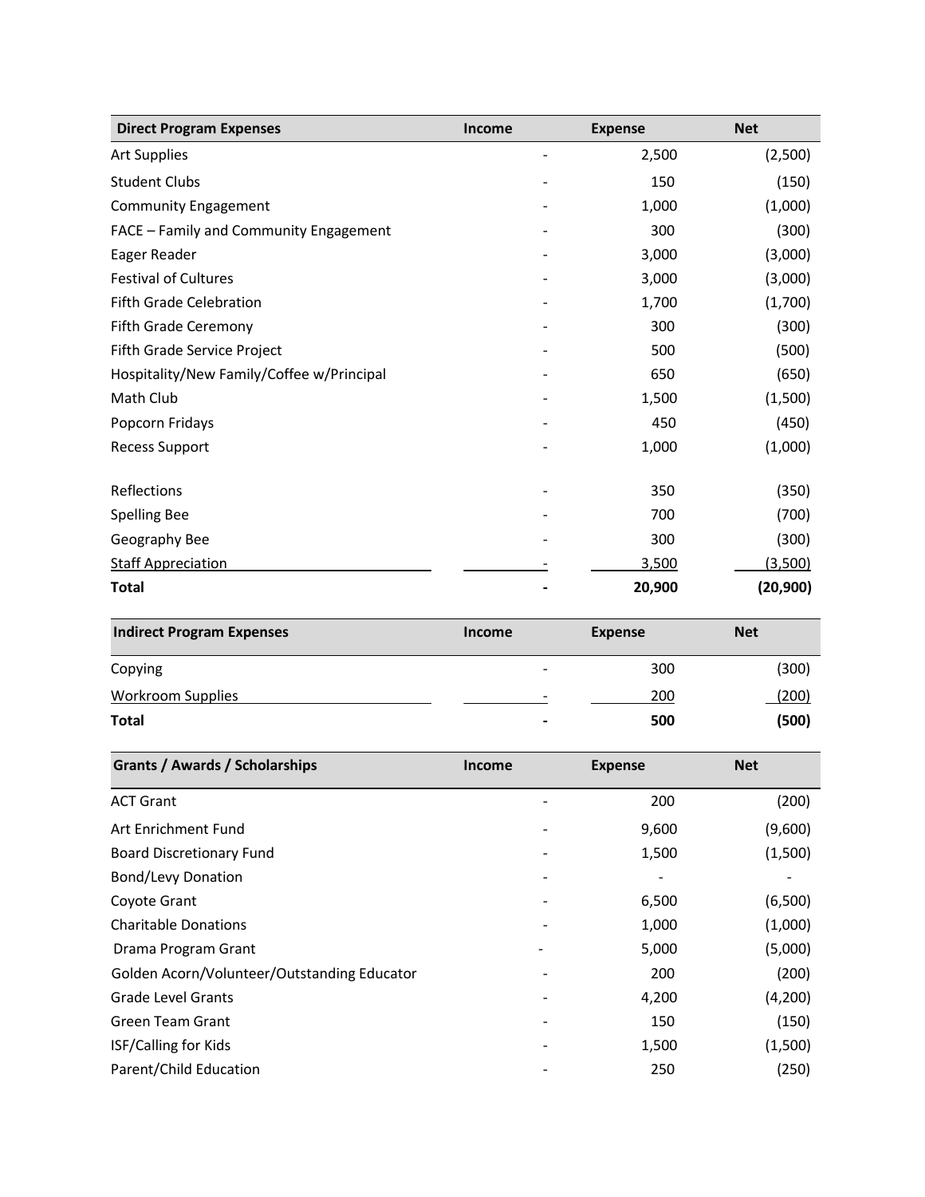| Direct Program Expenses | Income | Expense | Net |
|---|---|---|---|
| Art Supplies | - | 2,500 | (2,500) |
| Student Clubs | - | 150 | (150) |
| Community Engagement | - | 1,000 | (1,000) |
| FACE – Family and Community Engagement | - | 300 | (300) |
| Eager Reader | - | 3,000 | (3,000) |
| Festival of Cultures | - | 3,000 | (3,000) |
| Fifth Grade Celebration | - | 1,700 | (1,700) |
| Fifth Grade Ceremony | - | 300 | (300) |
| Fifth Grade Service Project | - | 500 | (500) |
| Hospitality/New Family/Coffee w/Principal | - | 650 | (650) |
| Math Club | - | 1,500 | (1,500) |
| Popcorn Fridays | - | 450 | (450) |
| Recess Support | - | 1,000 | (1,000) |
| Reflections | - | 350 | (350) |
| Spelling Bee | - | 700 | (700) |
| Geography Bee | - | 300 | (300) |
| Staff Appreciation | - | 3,500 | (3,500) |
| **Total** | **-** | **20,900** | **(20,900)** |

| Indirect Program Expenses | Income | Expense | Net |
|---|---|---|---|
| Copying | - | 300 | (300) |
| Workroom Supplies | - | 200 | (200) |
| **Total** | **-** | **500** | **(500)** |

| Grants / Awards / Scholarships | Income | Expense | Net |
|---|---|---|---|
| ACT Grant | - | 200 | (200) |
| Art Enrichment Fund | - | 9,600 | (9,600) |
| Board Discretionary Fund | - | 1,500 | (1,500) |
| Bond/Levy Donation | - | - | - |
| Coyote Grant | - | 6,500 | (6,500) |
| Charitable Donations | - | 1,000 | (1,000) |
| Drama Program Grant | - | 5,000 | (5,000) |
| Golden Acorn/Volunteer/Outstanding Educator | - | 200 | (200) |
| Grade Level Grants | - | 4,200 | (4,200) |
| Green Team Grant | - | 150 | (150) |
| ISF/Calling for Kids | - | 1,500 | (1,500) |
| Parent/Child Education | - | 250 | (250) |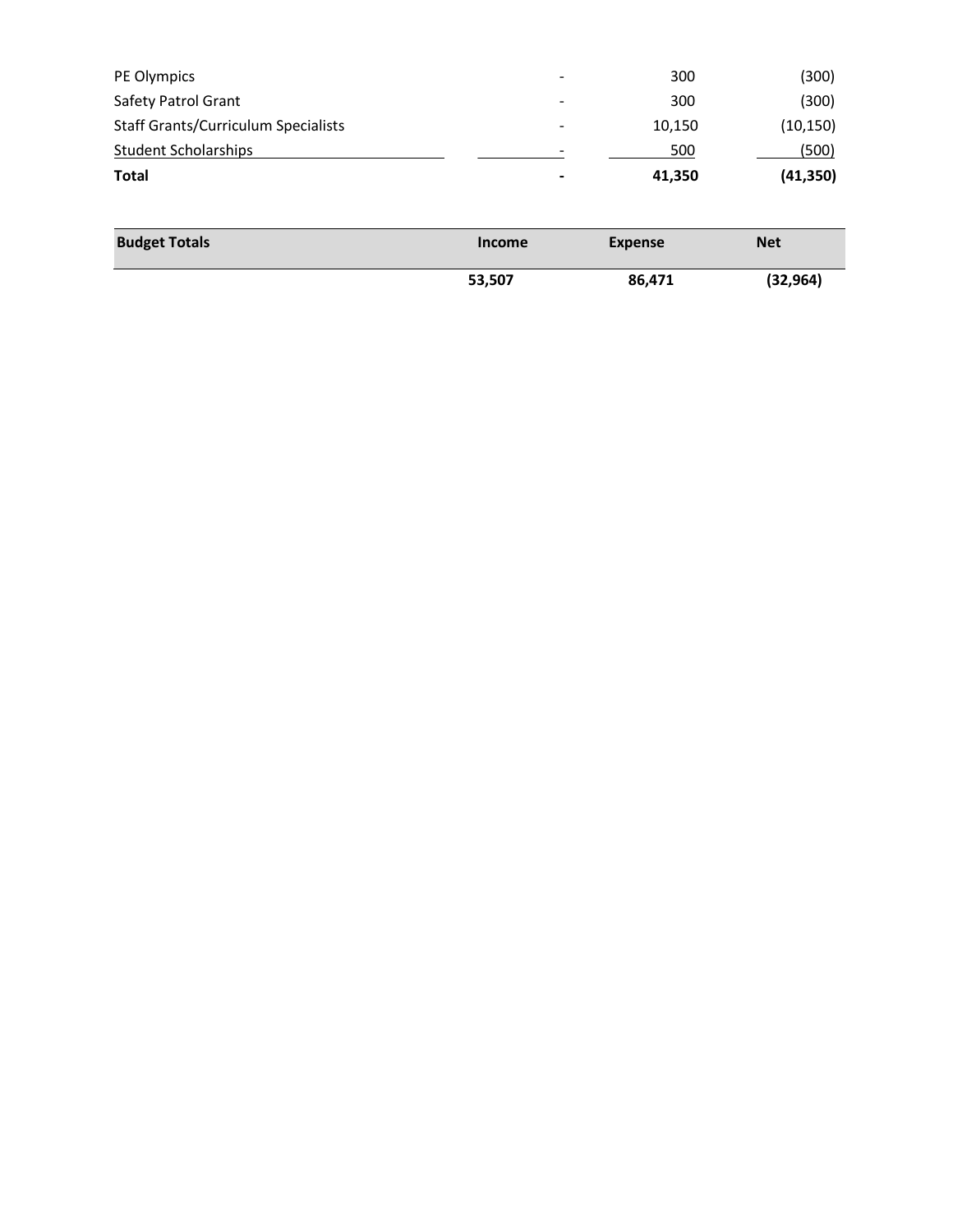| | | | |
|---|---|---|---|
| PE Olympics | - | 300 | (300) |
| Safety Patrol Grant | - | 300 | (300) |
| Staff Grants/Curriculum Specialists | - | 10,150 | (10,150) |
| Student Scholarships | - | 500 | (500) |
| **Total** | **-** | **41,350** | **(41,350)** |

| **Budget Totals** | **Income** | **Expense** | **Net** |
|---|---|---|---|
| | **53,507** | **86,471** | **(32,964)** |